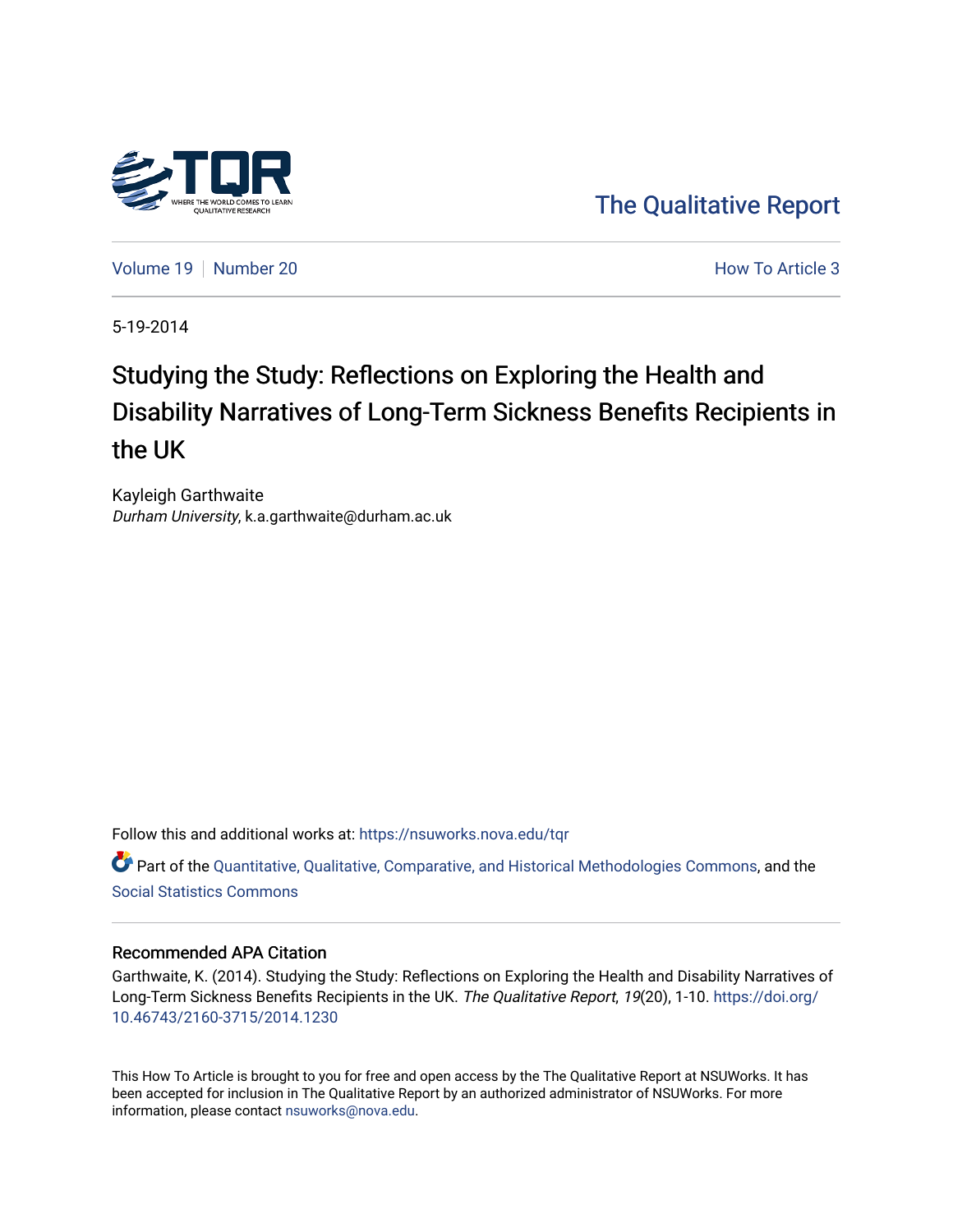The Qualitative Report

Volume 19 | Number 20 | How To Article 3

5-19-2014

# Studying the Study: Reflections on Exploring the Health and Disability Narratives of Long-Term Sickness Benefits Recipients in the UK

Kayleigh Garthwaite
*Durham University*, k.a.garthwaite@durham.ac.uk

Follow this and additional works at: https://nsuworks.nova.edu/tqr

Part of the Quantitative, Qualitative, Comparative, and Historical Methodologies Commons, and the Social Statistics Commons

## Recommended APA Citation

Garthwaite, K. (2014). Studying the Study: Reflections on Exploring the Health and Disability Narratives of Long-Term Sickness Benefits Recipients in the UK. *The Qualitative Report*, *19*(20), 1-10. https://doi.org/10.46743/2160-3715/2014.1230

This How To Article is brought to you for free and open access by the The Qualitative Report at NSUWorks. It has been accepted for inclusion in The Qualitative Report by an authorized administrator of NSUWorks. For more information, please contact nsuworks@nova.edu.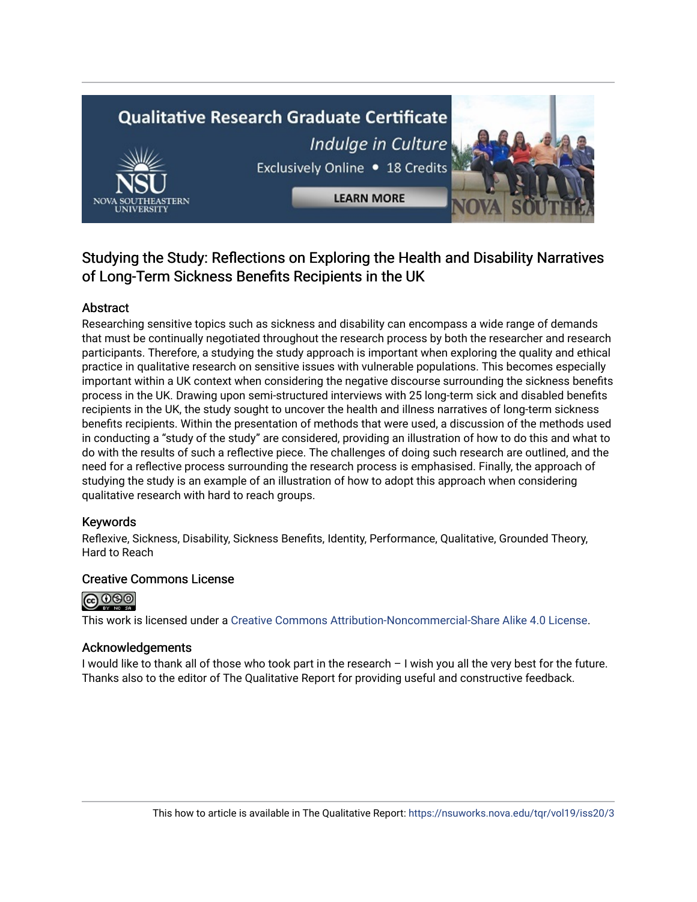## Studying the Study: Reflections on Exploring the Health and Disability Narratives of Long-Term Sickness Benefits Recipients in the UK

### Abstract

Researching sensitive topics such as sickness and disability can encompass a wide range of demands that must be continually negotiated throughout the research process by both the researcher and research participants. Therefore, a studying the study approach is important when exploring the quality and ethical practice in qualitative research on sensitive issues with vulnerable populations. This becomes especially important within a UK context when considering the negative discourse surrounding the sickness benefits process in the UK. Drawing upon semi-structured interviews with 25 long-term sick and disabled benefits recipients in the UK, the study sought to uncover the health and illness narratives of long-term sickness benefits recipients. Within the presentation of methods that were used, a discussion of the methods used in conducting a "study of the study" are considered, providing an illustration of how to do this and what to do with the results of such a reflective piece. The challenges of doing such research are outlined, and the need for a reflective process surrounding the research process is emphasised. Finally, the approach of studying the study is an example of an illustration of how to adopt this approach when considering qualitative research with hard to reach groups.

### Keywords

Reflexive, Sickness, Disability, Sickness Benefits, Identity, Performance, Qualitative, Grounded Theory, Hard to Reach

### Creative Commons License

This work is licensed under a Creative Commons Attribution-Noncommercial-Share Alike 4.0 License.

### Acknowledgements

I would like to thank all of those who took part in the research – I wish you all the very best for the future. Thanks also to the editor of The Qualitative Report for providing useful and constructive feedback.

This how to article is available in The Qualitative Report: https://nsuworks.nova.edu/tqr/vol19/iss20/3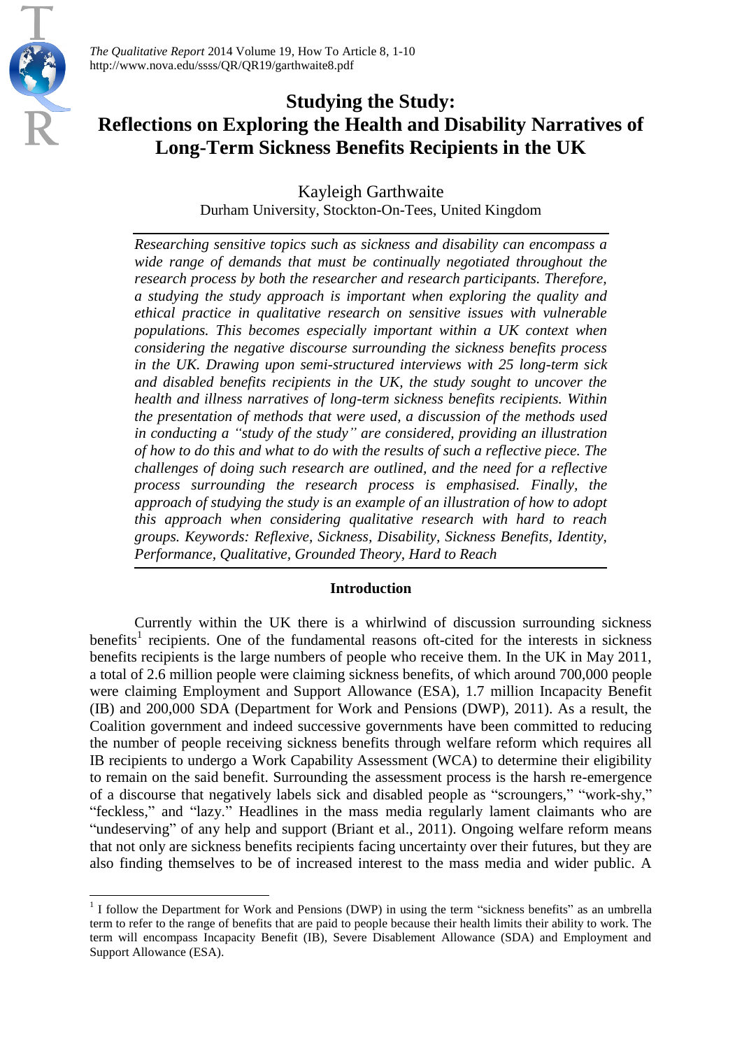# Studying the Study: Reflections on Exploring the Health and Disability Narratives of Long-Term Sickness Benefits Recipients in the UK

Kayleigh Garthwaite
Durham University, Stockton-On-Tees, United Kingdom

*Researching sensitive topics such as sickness and disability can encompass a wide range of demands that must be continually negotiated throughout the research process by both the researcher and research participants. Therefore, a studying the study approach is important when exploring the quality and ethical practice in qualitative research on sensitive issues with vulnerable populations. This becomes especially important within a UK context when considering the negative discourse surrounding the sickness benefits process in the UK. Drawing upon semi-structured interviews with 25 long-term sick and disabled benefits recipients in the UK, the study sought to uncover the health and illness narratives of long-term sickness benefits recipients. Within the presentation of methods that were used, a discussion of the methods used in conducting a "study of the study" are considered, providing an illustration of how to do this and what to do with the results of such a reflective piece. The challenges of doing such research are outlined, and the need for a reflective process surrounding the research process is emphasised. Finally, the approach of studying the study is an example of an illustration of how to adopt this approach when considering qualitative research with hard to reach groups. Keywords: Reflexive, Sickness, Disability, Sickness Benefits, Identity, Performance, Qualitative, Grounded Theory, Hard to Reach*

## Introduction

Currently within the UK there is a whirlwind of discussion surrounding sickness benefits[1] recipients. One of the fundamental reasons oft-cited for the interests in sickness benefits recipients is the large numbers of people who receive them. In the UK in May 2011, a total of 2.6 million people were claiming sickness benefits, of which around 700,000 people were claiming Employment and Support Allowance (ESA), 1.7 million Incapacity Benefit (IB) and 200,000 SDA (Department for Work and Pensions (DWP), 2011). As a result, the Coalition government and indeed successive governments have been committed to reducing the number of people receiving sickness benefits through welfare reform which requires all IB recipients to undergo a Work Capability Assessment (WCA) to determine their eligibility to remain on the said benefit. Surrounding the assessment process is the harsh re-emergence of a discourse that negatively labels sick and disabled people as "scroungers," "work-shy," "feckless," and "lazy." Headlines in the mass media regularly lament claimants who are "undeserving" of any help and support (Briant et al., 2011). Ongoing welfare reform means that not only are sickness benefits recipients facing uncertainty over their futures, but they are also finding themselves to be of increased interest to the mass media and wider public. A

[1] I follow the Department for Work and Pensions (DWP) in using the term "sickness benefits" as an umbrella term to refer to the range of benefits that are paid to people because their health limits their ability to work. The term will encompass Incapacity Benefit (IB), Severe Disablement Allowance (SDA) and Employment and Support Allowance (ESA).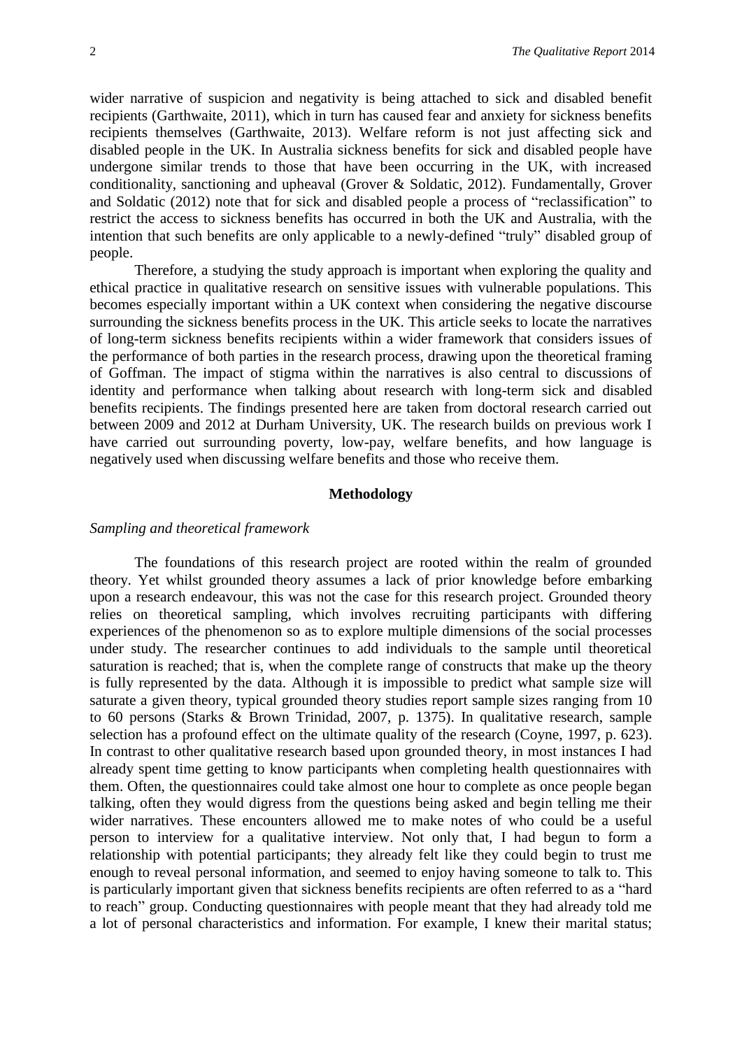wider narrative of suspicion and negativity is being attached to sick and disabled benefit recipients (Garthwaite, 2011), which in turn has caused fear and anxiety for sickness benefits recipients themselves (Garthwaite, 2013). Welfare reform is not just affecting sick and disabled people in the UK. In Australia sickness benefits for sick and disabled people have undergone similar trends to those that have been occurring in the UK, with increased conditionality, sanctioning and upheaval (Grover & Soldatic, 2012). Fundamentally, Grover and Soldatic (2012) note that for sick and disabled people a process of "reclassification" to restrict the access to sickness benefits has occurred in both the UK and Australia, with the intention that such benefits are only applicable to a newly-defined "truly" disabled group of people.

Therefore, a studying the study approach is important when exploring the quality and ethical practice in qualitative research on sensitive issues with vulnerable populations. This becomes especially important within a UK context when considering the negative discourse surrounding the sickness benefits process in the UK. This article seeks to locate the narratives of long-term sickness benefits recipients within a wider framework that considers issues of the performance of both parties in the research process, drawing upon the theoretical framing of Goffman. The impact of stigma within the narratives is also central to discussions of identity and performance when talking about research with long-term sick and disabled benefits recipients. The findings presented here are taken from doctoral research carried out between 2009 and 2012 at Durham University, UK. The research builds on previous work I have carried out surrounding poverty, low-pay, welfare benefits, and how language is negatively used when discussing welfare benefits and those who receive them.

## Methodology

### *Sampling and theoretical framework*

The foundations of this research project are rooted within the realm of grounded theory. Yet whilst grounded theory assumes a lack of prior knowledge before embarking upon a research endeavour, this was not the case for this research project. Grounded theory relies on theoretical sampling, which involves recruiting participants with differing experiences of the phenomenon so as to explore multiple dimensions of the social processes under study. The researcher continues to add individuals to the sample until theoretical saturation is reached; that is, when the complete range of constructs that make up the theory is fully represented by the data. Although it is impossible to predict what sample size will saturate a given theory, typical grounded theory studies report sample sizes ranging from 10 to 60 persons (Starks & Brown Trinidad, 2007, p. 1375). In qualitative research, sample selection has a profound effect on the ultimate quality of the research (Coyne, 1997, p. 623). In contrast to other qualitative research based upon grounded theory, in most instances I had already spent time getting to know participants when completing health questionnaires with them. Often, the questionnaires could take almost one hour to complete as once people began talking, often they would digress from the questions being asked and begin telling me their wider narratives. These encounters allowed me to make notes of who could be a useful person to interview for a qualitative interview. Not only that, I had begun to form a relationship with potential participants; they already felt like they could begin to trust me enough to reveal personal information, and seemed to enjoy having someone to talk to. This is particularly important given that sickness benefits recipients are often referred to as a "hard to reach" group. Conducting questionnaires with people meant that they had already told me a lot of personal characteristics and information. For example, I knew their marital status;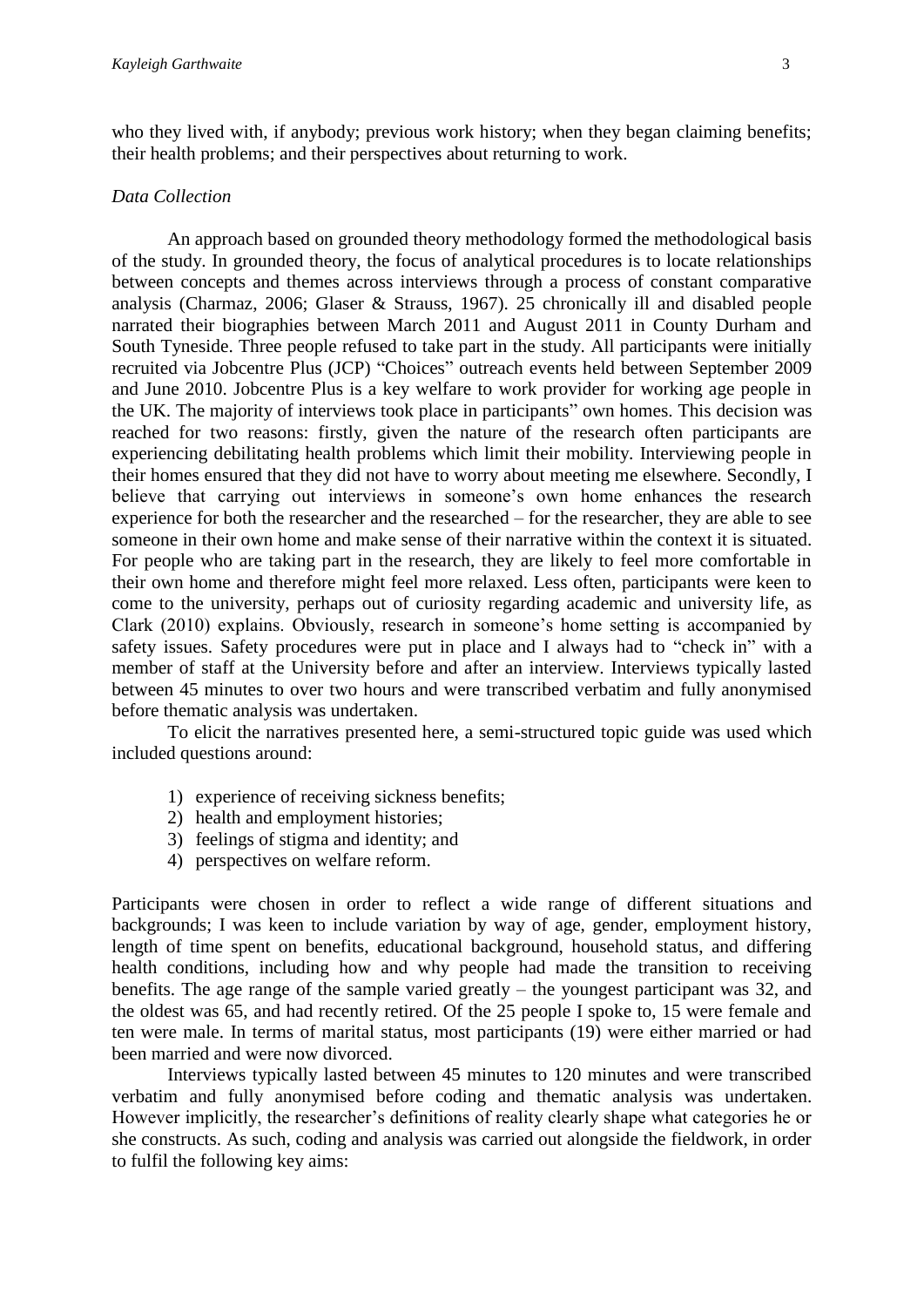who they lived with, if anybody; previous work history; when they began claiming benefits; their health problems; and their perspectives about returning to work.

*Data Collection*

An approach based on grounded theory methodology formed the methodological basis of the study. In grounded theory, the focus of analytical procedures is to locate relationships between concepts and themes across interviews through a process of constant comparative analysis (Charmaz, 2006; Glaser & Strauss, 1967). 25 chronically ill and disabled people narrated their biographies between March 2011 and August 2011 in County Durham and South Tyneside. Three people refused to take part in the study. All participants were initially recruited via Jobcentre Plus (JCP) "Choices" outreach events held between September 2009 and June 2010. Jobcentre Plus is a key welfare to work provider for working age people in the UK. The majority of interviews took place in participants" own homes. This decision was reached for two reasons: firstly, given the nature of the research often participants are experiencing debilitating health problems which limit their mobility. Interviewing people in their homes ensured that they did not have to worry about meeting me elsewhere. Secondly, I believe that carrying out interviews in someone's own home enhances the research experience for both the researcher and the researched – for the researcher, they are able to see someone in their own home and make sense of their narrative within the context it is situated. For people who are taking part in the research, they are likely to feel more comfortable in their own home and therefore might feel more relaxed. Less often, participants were keen to come to the university, perhaps out of curiosity regarding academic and university life, as Clark (2010) explains. Obviously, research in someone's home setting is accompanied by safety issues. Safety procedures were put in place and I always had to "check in" with a member of staff at the University before and after an interview. Interviews typically lasted between 45 minutes to over two hours and were transcribed verbatim and fully anonymised before thematic analysis was undertaken.

To elicit the narratives presented here, a semi-structured topic guide was used which included questions around:

1) experience of receiving sickness benefits;
2) health and employment histories;
3) feelings of stigma and identity; and
4) perspectives on welfare reform.

Participants were chosen in order to reflect a wide range of different situations and backgrounds; I was keen to include variation by way of age, gender, employment history, length of time spent on benefits, educational background, household status, and differing health conditions, including how and why people had made the transition to receiving benefits. The age range of the sample varied greatly – the youngest participant was 32, and the oldest was 65, and had recently retired. Of the 25 people I spoke to, 15 were female and ten were male. In terms of marital status, most participants (19) were either married or had been married and were now divorced.

Interviews typically lasted between 45 minutes to 120 minutes and were transcribed verbatim and fully anonymised before coding and thematic analysis was undertaken. However implicitly, the researcher's definitions of reality clearly shape what categories he or she constructs. As such, coding and analysis was carried out alongside the fieldwork, in order to fulfil the following key aims: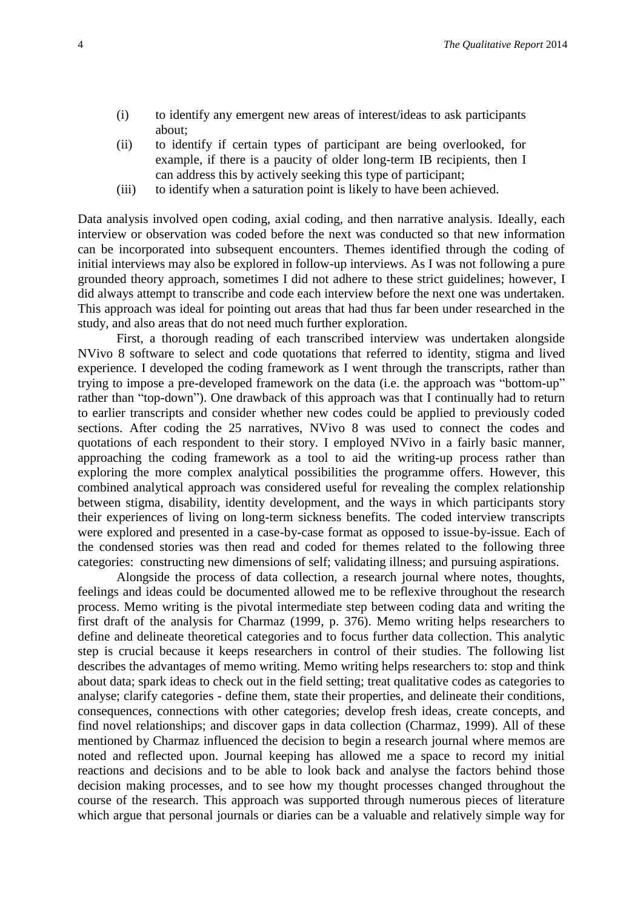(i) to identify any emergent new areas of interest/ideas to ask participants about;
(ii) to identify if certain types of participant are being overlooked, for example, if there is a paucity of older long-term IB recipients, then I can address this by actively seeking this type of participant;
(iii) to identify when a saturation point is likely to have been achieved.

Data analysis involved open coding, axial coding, and then narrative analysis. Ideally, each interview or observation was coded before the next was conducted so that new information can be incorporated into subsequent encounters. Themes identified through the coding of initial interviews may also be explored in follow-up interviews. As I was not following a pure grounded theory approach, sometimes I did not adhere to these strict guidelines; however, I did always attempt to transcribe and code each interview before the next one was undertaken. This approach was ideal for pointing out areas that had thus far been under researched in the study, and also areas that do not need much further exploration.

First, a thorough reading of each transcribed interview was undertaken alongside NVivo 8 software to select and code quotations that referred to identity, stigma and lived experience. I developed the coding framework as I went through the transcripts, rather than trying to impose a pre-developed framework on the data (i.e. the approach was "bottom-up" rather than "top-down"). One drawback of this approach was that I continually had to return to earlier transcripts and consider whether new codes could be applied to previously coded sections. After coding the 25 narratives, NVivo 8 was used to connect the codes and quotations of each respondent to their story. I employed NVivo in a fairly basic manner, approaching the coding framework as a tool to aid the writing-up process rather than exploring the more complex analytical possibilities the programme offers. However, this combined analytical approach was considered useful for revealing the complex relationship between stigma, disability, identity development, and the ways in which participants story their experiences of living on long-term sickness benefits. The coded interview transcripts were explored and presented in a case-by-case format as opposed to issue-by-issue. Each of the condensed stories was then read and coded for themes related to the following three categories: constructing new dimensions of self; validating illness; and pursuing aspirations.

Alongside the process of data collection, a research journal where notes, thoughts, feelings and ideas could be documented allowed me to be reflexive throughout the research process. Memo writing is the pivotal intermediate step between coding data and writing the first draft of the analysis for Charmaz (1999, p. 376). Memo writing helps researchers to define and delineate theoretical categories and to focus further data collection. This analytic step is crucial because it keeps researchers in control of their studies. The following list describes the advantages of memo writing. Memo writing helps researchers to: stop and think about data; spark ideas to check out in the field setting; treat qualitative codes as categories to analyse; clarify categories - define them, state their properties, and delineate their conditions, consequences, connections with other categories; develop fresh ideas, create concepts, and find novel relationships; and discover gaps in data collection (Charmaz, 1999). All of these mentioned by Charmaz influenced the decision to begin a research journal where memos are noted and reflected upon. Journal keeping has allowed me a space to record my initial reactions and decisions and to be able to look back and analyse the factors behind those decision making processes, and to see how my thought processes changed throughout the course of the research. This approach was supported through numerous pieces of literature which argue that personal journals or diaries can be a valuable and relatively simple way for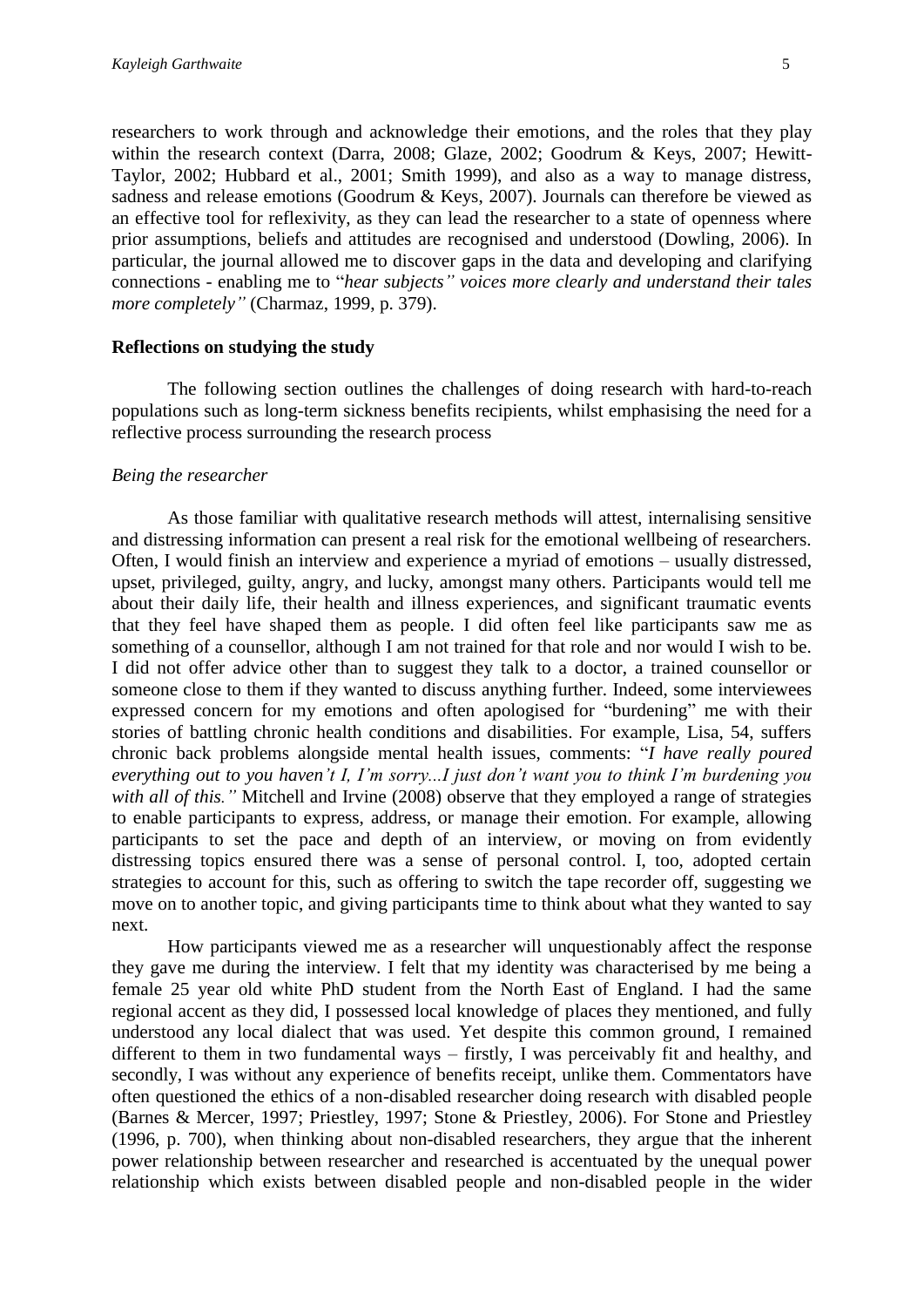researchers to work through and acknowledge their emotions, and the roles that they play within the research context (Darra, 2008; Glaze, 2002; Goodrum & Keys, 2007; Hewitt-Taylor, 2002; Hubbard et al., 2001; Smith 1999), and also as a way to manage distress, sadness and release emotions (Goodrum & Keys, 2007). Journals can therefore be viewed as an effective tool for reflexivity, as they can lead the researcher to a state of openness where prior assumptions, beliefs and attitudes are recognised and understood (Dowling, 2006). In particular, the journal allowed me to discover gaps in the data and developing and clarifying connections - enabling me to "*hear subjects" voices more clearly and understand their tales more completely"* (Charmaz, 1999, p. 379).

**Reflections on studying the study**

The following section outlines the challenges of doing research with hard-to-reach populations such as long-term sickness benefits recipients, whilst emphasising the need for a reflective process surrounding the research process

*Being the researcher*

As those familiar with qualitative research methods will attest, internalising sensitive and distressing information can present a real risk for the emotional wellbeing of researchers. Often, I would finish an interview and experience a myriad of emotions – usually distressed, upset, privileged, guilty, angry, and lucky, amongst many others. Participants would tell me about their daily life, their health and illness experiences, and significant traumatic events that they feel have shaped them as people. I did often feel like participants saw me as something of a counsellor, although I am not trained for that role and nor would I wish to be. I did not offer advice other than to suggest they talk to a doctor, a trained counsellor or someone close to them if they wanted to discuss anything further. Indeed, some interviewees expressed concern for my emotions and often apologised for "burdening" me with their stories of battling chronic health conditions and disabilities. For example, Lisa, 54, suffers chronic back problems alongside mental health issues, comments: "*I have really poured everything out to you haven't I, I'm sorry...I just don't want you to think I'm burdening you with all of this."* Mitchell and Irvine (2008) observe that they employed a range of strategies to enable participants to express, address, or manage their emotion. For example, allowing participants to set the pace and depth of an interview, or moving on from evidently distressing topics ensured there was a sense of personal control. I, too, adopted certain strategies to account for this, such as offering to switch the tape recorder off, suggesting we move on to another topic, and giving participants time to think about what they wanted to say next.

How participants viewed me as a researcher will unquestionably affect the response they gave me during the interview. I felt that my identity was characterised by me being a female 25 year old white PhD student from the North East of England. I had the same regional accent as they did, I possessed local knowledge of places they mentioned, and fully understood any local dialect that was used. Yet despite this common ground, I remained different to them in two fundamental ways – firstly, I was perceivably fit and healthy, and secondly, I was without any experience of benefits receipt, unlike them. Commentators have often questioned the ethics of a non-disabled researcher doing research with disabled people (Barnes & Mercer, 1997; Priestley, 1997; Stone & Priestley, 2006). For Stone and Priestley (1996, p. 700), when thinking about non-disabled researchers, they argue that the inherent power relationship between researcher and researched is accentuated by the unequal power relationship which exists between disabled people and non-disabled people in the wider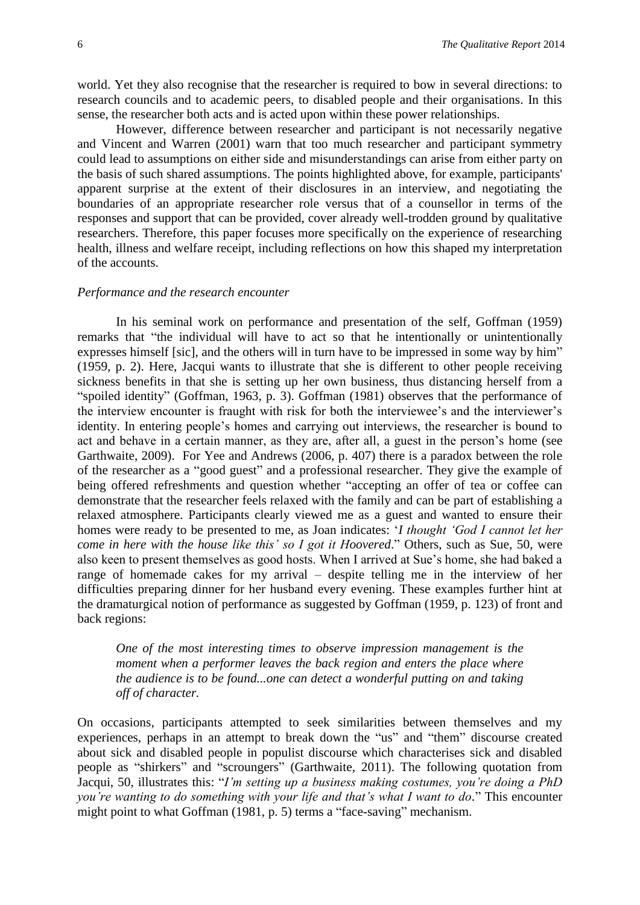world. Yet they also recognise that the researcher is required to bow in several directions: to research councils and to academic peers, to disabled people and their organisations. In this sense, the researcher both acts and is acted upon within these power relationships.

However, difference between researcher and participant is not necessarily negative and Vincent and Warren (2001) warn that too much researcher and participant symmetry could lead to assumptions on either side and misunderstandings can arise from either party on the basis of such shared assumptions. The points highlighted above, for example, participants' apparent surprise at the extent of their disclosures in an interview, and negotiating the boundaries of an appropriate researcher role versus that of a counsellor in terms of the responses and support that can be provided, cover already well-trodden ground by qualitative researchers. Therefore, this paper focuses more specifically on the experience of researching health, illness and welfare receipt, including reflections on how this shaped my interpretation of the accounts.

*Performance and the research encounter*

In his seminal work on performance and presentation of the self, Goffman (1959) remarks that "the individual will have to act so that he intentionally or unintentionally expresses himself [sic], and the others will in turn have to be impressed in some way by him" (1959, p. 2). Here, Jacqui wants to illustrate that she is different to other people receiving sickness benefits in that she is setting up her own business, thus distancing herself from a "spoiled identity" (Goffman, 1963, p. 3). Goffman (1981) observes that the performance of the interview encounter is fraught with risk for both the interviewee's and the interviewer's identity. In entering people's homes and carrying out interviews, the researcher is bound to act and behave in a certain manner, as they are, after all, a guest in the person's home (see Garthwaite, 2009). For Yee and Andrews (2006, p. 407) there is a paradox between the role of the researcher as a "good guest" and a professional researcher. They give the example of being offered refreshments and question whether "accepting an offer of tea or coffee can demonstrate that the researcher feels relaxed with the family and can be part of establishing a relaxed atmosphere. Participants clearly viewed me as a guest and wanted to ensure their homes were ready to be presented to me, as Joan indicates: '*I thought 'God I cannot let her come in here with the house like this' so I got it Hoovered*." Others, such as Sue, 50, were also keen to present themselves as good hosts. When I arrived at Sue's home, she had baked a range of homemade cakes for my arrival – despite telling me in the interview of her difficulties preparing dinner for her husband every evening. These examples further hint at the dramaturgical notion of performance as suggested by Goffman (1959, p. 123) of front and back regions:

> *One of the most interesting times to observe impression management is the moment when a performer leaves the back region and enters the place where the audience is to be found...one can detect a wonderful putting on and taking off of character.*

On occasions, participants attempted to seek similarities between themselves and my experiences, perhaps in an attempt to break down the "us" and "them" discourse created about sick and disabled people in populist discourse which characterises sick and disabled people as "shirkers" and "scroungers" (Garthwaite, 2011). The following quotation from Jacqui, 50, illustrates this: "*I'm setting up a business making costumes, you're doing a PhD you're wanting to do something with your life and that's what I want to do*." This encounter might point to what Goffman (1981, p. 5) terms a "face-saving" mechanism.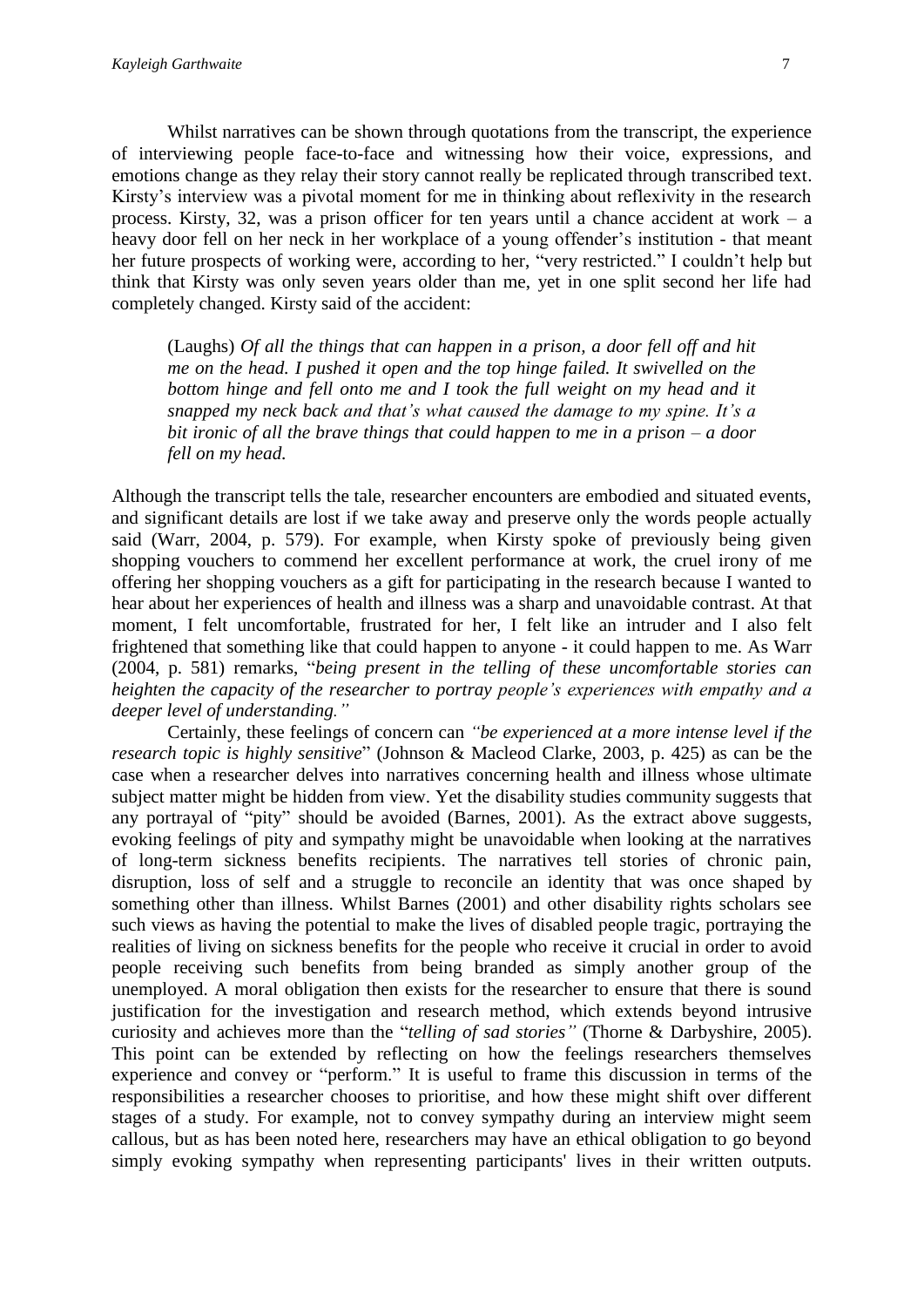Whilst narratives can be shown through quotations from the transcript, the experience of interviewing people face-to-face and witnessing how their voice, expressions, and emotions change as they relay their story cannot really be replicated through transcribed text. Kirsty's interview was a pivotal moment for me in thinking about reflexivity in the research process. Kirsty, 32, was a prison officer for ten years until a chance accident at work – a heavy door fell on her neck in her workplace of a young offender's institution - that meant her future prospects of working were, according to her, "very restricted." I couldn't help but think that Kirsty was only seven years older than me, yet in one split second her life had completely changed. Kirsty said of the accident:

> (Laughs) *Of all the things that can happen in a prison, a door fell off and hit me on the head. I pushed it open and the top hinge failed. It swivelled on the bottom hinge and fell onto me and I took the full weight on my head and it snapped my neck back and that's what caused the damage to my spine. It's a bit ironic of all the brave things that could happen to me in a prison – a door fell on my head.*

Although the transcript tells the tale, researcher encounters are embodied and situated events, and significant details are lost if we take away and preserve only the words people actually said (Warr, 2004, p. 579). For example, when Kirsty spoke of previously being given shopping vouchers to commend her excellent performance at work, the cruel irony of me offering her shopping vouchers as a gift for participating in the research because I wanted to hear about her experiences of health and illness was a sharp and unavoidable contrast. At that moment, I felt uncomfortable, frustrated for her, I felt like an intruder and I also felt frightened that something like that could happen to anyone - it could happen to me. As Warr (2004, p. 581) remarks, "*being present in the telling of these uncomfortable stories can heighten the capacity of the researcher to portray people's experiences with empathy and a deeper level of understanding."*

Certainly, these feelings of concern can *"be experienced at a more intense level if the research topic is highly sensitive*" (Johnson & Macleod Clarke, 2003, p. 425) as can be the case when a researcher delves into narratives concerning health and illness whose ultimate subject matter might be hidden from view. Yet the disability studies community suggests that any portrayal of "pity" should be avoided (Barnes, 2001). As the extract above suggests, evoking feelings of pity and sympathy might be unavoidable when looking at the narratives of long-term sickness benefits recipients. The narratives tell stories of chronic pain, disruption, loss of self and a struggle to reconcile an identity that was once shaped by something other than illness. Whilst Barnes (2001) and other disability rights scholars see such views as having the potential to make the lives of disabled people tragic, portraying the realities of living on sickness benefits for the people who receive it crucial in order to avoid people receiving such benefits from being branded as simply another group of the unemployed. A moral obligation then exists for the researcher to ensure that there is sound justification for the investigation and research method, which extends beyond intrusive curiosity and achieves more than the "*telling of sad stories"* (Thorne & Darbyshire, 2005). This point can be extended by reflecting on how the feelings researchers themselves experience and convey or "perform." It is useful to frame this discussion in terms of the responsibilities a researcher chooses to prioritise, and how these might shift over different stages of a study. For example, not to convey sympathy during an interview might seem callous, but as has been noted here, researchers may have an ethical obligation to go beyond simply evoking sympathy when representing participants' lives in their written outputs.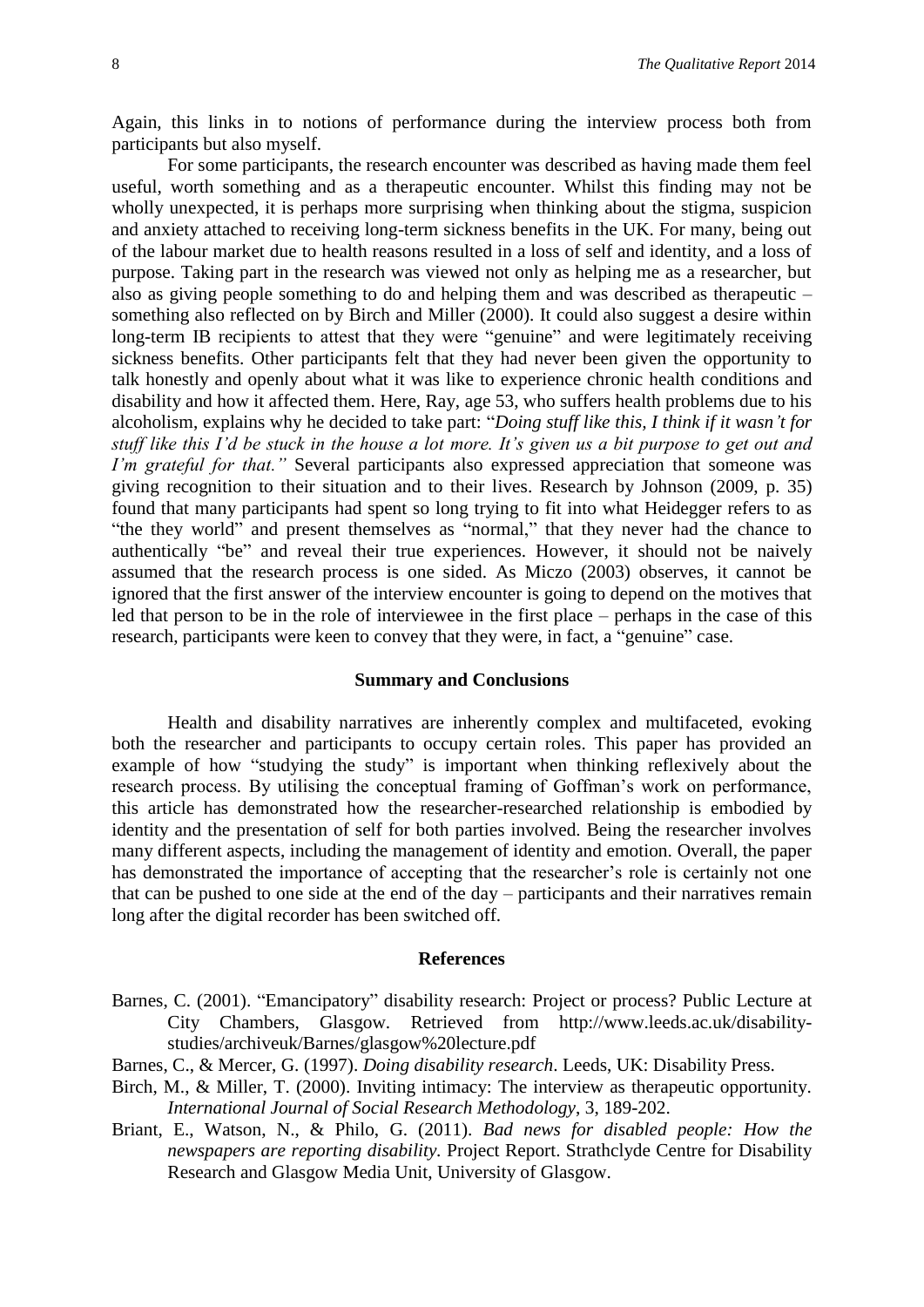Again, this links in to notions of performance during the interview process both from participants but also myself.

For some participants, the research encounter was described as having made them feel useful, worth something and as a therapeutic encounter. Whilst this finding may not be wholly unexpected, it is perhaps more surprising when thinking about the stigma, suspicion and anxiety attached to receiving long-term sickness benefits in the UK. For many, being out of the labour market due to health reasons resulted in a loss of self and identity, and a loss of purpose. Taking part in the research was viewed not only as helping me as a researcher, but also as giving people something to do and helping them and was described as therapeutic – something also reflected on by Birch and Miller (2000). It could also suggest a desire within long-term IB recipients to attest that they were "genuine" and were legitimately receiving sickness benefits. Other participants felt that they had never been given the opportunity to talk honestly and openly about what it was like to experience chronic health conditions and disability and how it affected them. Here, Ray, age 53, who suffers health problems due to his alcoholism, explains why he decided to take part: "*Doing stuff like this, I think if it wasn't for stuff like this I'd be stuck in the house a lot more. It's given us a bit purpose to get out and I'm grateful for that."* Several participants also expressed appreciation that someone was giving recognition to their situation and to their lives. Research by Johnson (2009, p. 35) found that many participants had spent so long trying to fit into what Heidegger refers to as "the they world" and present themselves as "normal," that they never had the chance to authentically "be" and reveal their true experiences. However, it should not be naively assumed that the research process is one sided. As Miczo (2003) observes, it cannot be ignored that the first answer of the interview encounter is going to depend on the motives that led that person to be in the role of interviewee in the first place – perhaps in the case of this research, participants were keen to convey that they were, in fact, a "genuine" case.

## Summary and Conclusions

Health and disability narratives are inherently complex and multifaceted, evoking both the researcher and participants to occupy certain roles. This paper has provided an example of how "studying the study" is important when thinking reflexively about the research process. By utilising the conceptual framing of Goffman's work on performance, this article has demonstrated how the researcher-researched relationship is embodied by identity and the presentation of self for both parties involved. Being the researcher involves many different aspects, including the management of identity and emotion. Overall, the paper has demonstrated the importance of accepting that the researcher's role is certainly not one that can be pushed to one side at the end of the day – participants and their narratives remain long after the digital recorder has been switched off.

## References

Barnes, C. (2001). "Emancipatory" disability research: Project or process? Public Lecture at City Chambers, Glasgow. Retrieved from http://www.leeds.ac.uk/disability-studies/archiveuk/Barnes/glasgow%20lecture.pdf

Barnes, C., & Mercer, G. (1997). *Doing disability research*. Leeds, UK: Disability Press.

Birch, M., & Miller, T. (2000). Inviting intimacy: The interview as therapeutic opportunity. *International Journal of Social Research Methodology*, 3, 189-202.

Briant, E., Watson, N., & Philo, G. (2011). *Bad news for disabled people: How the newspapers are reporting disability.* Project Report. Strathclyde Centre for Disability Research and Glasgow Media Unit, University of Glasgow.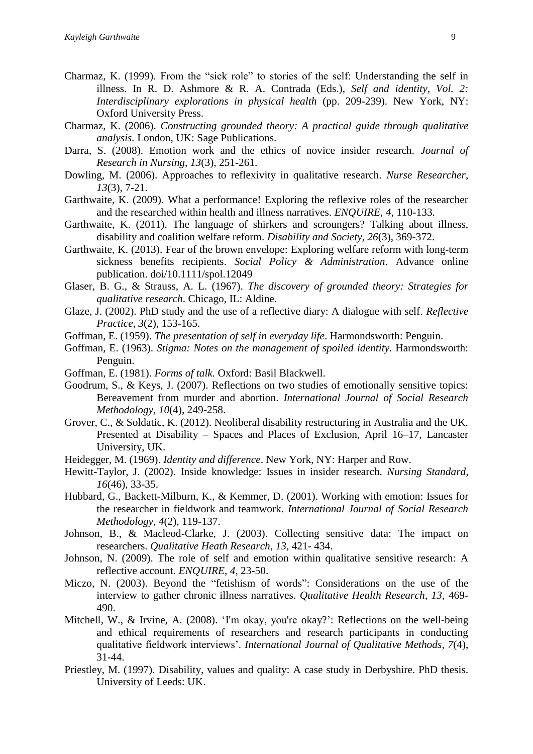Charmaz, K. (1999). From the "sick role" to stories of the self: Understanding the self in illness. In R. D. Ashmore & R. A. Contrada (Eds.), *Self and identity, Vol. 2: Interdisciplinary explorations in physical health* (pp. 209-239). New York, NY: Oxford University Press.

Charmaz, K. (2006). *Constructing grounded theory: A practical guide through qualitative analysis.* London, UK: Sage Publications.

Darra, S. (2008). Emotion work and the ethics of novice insider research. *Journal of Research in Nursing*, *13*(3), 251-261.

Dowling, M. (2006). Approaches to reflexivity in qualitative research. *Nurse Researcher*, *13*(3), 7-21.

Garthwaite, K. (2009). What a performance! Exploring the reflexive roles of the researcher and the researched within health and illness narratives. *ENQUIRE, 4*, 110-133.

Garthwaite, K. (2011). The language of shirkers and scroungers? Talking about illness, disability and coalition welfare reform. *Disability and Society, 26*(3), 369-372.

Garthwaite, K. (2013). Fear of the brown envelope: Exploring welfare reform with long-term sickness benefits recipients. *Social Policy & Administration*. Advance online publication. doi/10.1111/spol.12049

Glaser, B. G., & Strauss, A. L. (1967). *The discovery of grounded theory: Strategies for qualitative research*. Chicago, IL: Aldine.

Glaze, J. (2002). PhD study and the use of a reflective diary: A dialogue with self. *Reflective Practice, 3*(2), 153-165.

Goffman, E. (1959). *The presentation of self in everyday life*. Harmondsworth: Penguin.

Goffman, E. (1963). *Stigma: Notes on the management of spoiled identity.* Harmondsworth: Penguin.

Goffman, E. (1981). *Forms of talk.* Oxford: Basil Blackwell.

Goodrum, S., & Keys, J. (2007). Reflections on two studies of emotionally sensitive topics: Bereavement from murder and abortion. *International Journal of Social Research Methodology, 10*(4), 249-258.

Grover, C., & Soldatic, K. (2012). Neoliberal disability restructuring in Australia and the UK. Presented at Disability – Spaces and Places of Exclusion, April 16–17, Lancaster University, UK.

Heidegger, M. (1969). *Identity and difference*. New York, NY: Harper and Row.

Hewitt-Taylor, J. (2002). Inside knowledge: Issues in insider research. *Nursing Standard, 16*(46), 33-35.

Hubbard, G., Backett-Milburn, K., & Kemmer, D. (2001). Working with emotion: Issues for the researcher in fieldwork and teamwork. *International Journal of Social Research Methodology, 4*(2), 119-137.

Johnson, B., & Macleod-Clarke, J. (2003). Collecting sensitive data: The impact on researchers. *Qualitative Heath Research*, *13*, 421- 434.

Johnson, N. (2009). The role of self and emotion within qualitative sensitive research: A reflective account. *ENQUIRE, 4*, 23-50.

Miczo, N. (2003). Beyond the "fetishism of words": Considerations on the use of the interview to gather chronic illness narratives. *Qualitative Health Research, 13*, 469-490.

Mitchell, W., & Irvine, A. (2008). 'I'm okay, you're okay?': Reflections on the well-being and ethical requirements of researchers and research participants in conducting qualitative fieldwork interviews'. *International Journal of Qualitative Methods*, *7*(4), 31-44.

Priestley, M. (1997). Disability, values and quality: A case study in Derbyshire. PhD thesis. University of Leeds: UK.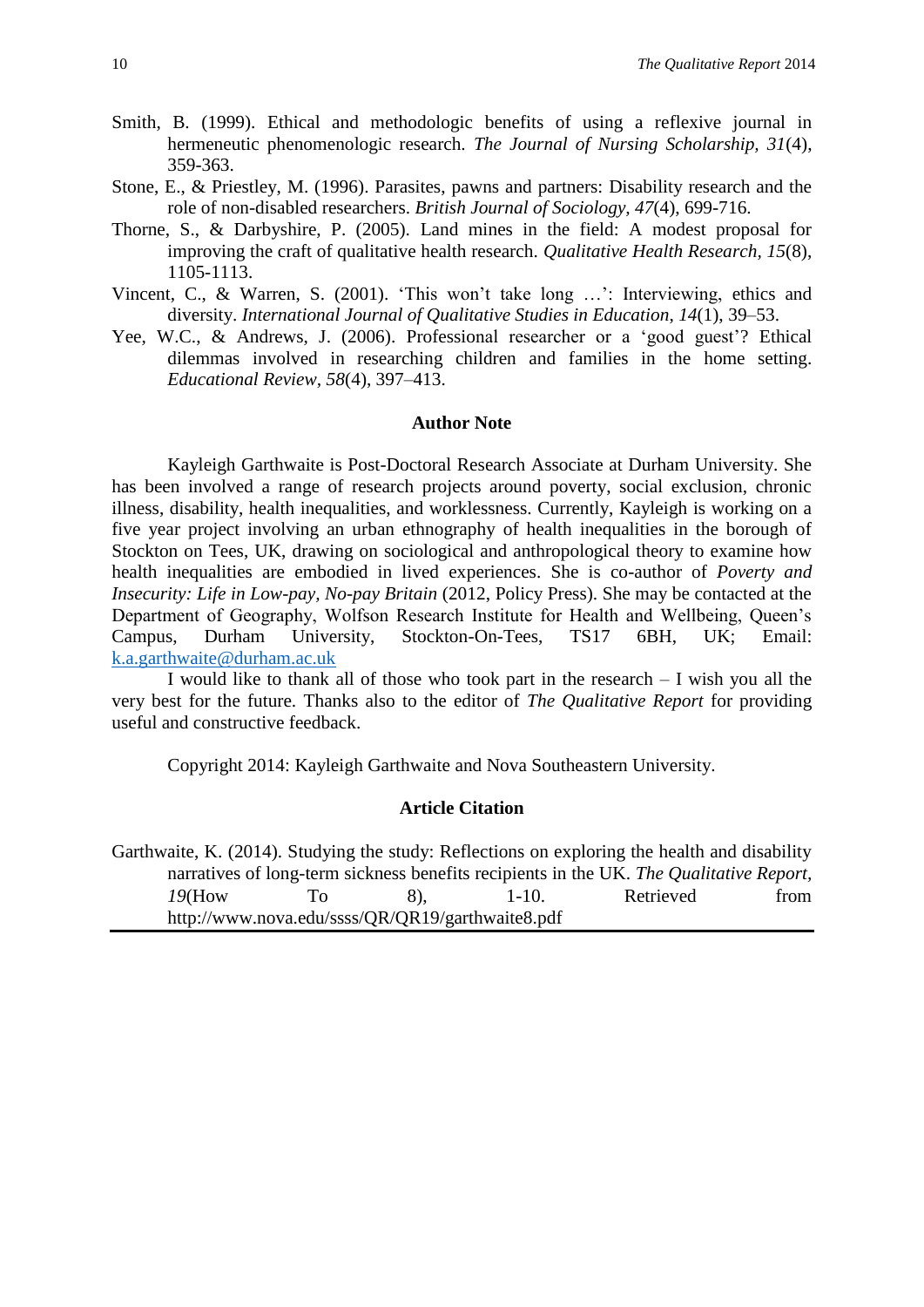Smith, B. (1999). Ethical and methodologic benefits of using a reflexive journal in hermeneutic phenomenologic research. *The Journal of Nursing Scholarship, 31*(4), 359-363.

Stone, E., & Priestley, M. (1996). Parasites, pawns and partners: Disability research and the role of non-disabled researchers. *British Journal of Sociology, 47*(4), 699-716.

Thorne, S., & Darbyshire, P. (2005). Land mines in the field: A modest proposal for improving the craft of qualitative health research. *Qualitative Health Research, 15*(8), 1105-1113.

Vincent, C., & Warren, S. (2001). 'This won't take long …': Interviewing, ethics and diversity. *International Journal of Qualitative Studies in Education, 14*(1), 39–53.

Yee, W.C., & Andrews, J. (2006). Professional researcher or a 'good guest'? Ethical dilemmas involved in researching children and families in the home setting. *Educational Review, 58*(4), 397–413.

## Author Note

Kayleigh Garthwaite is Post-Doctoral Research Associate at Durham University. She has been involved a range of research projects around poverty, social exclusion, chronic illness, disability, health inequalities, and worklessness. Currently, Kayleigh is working on a five year project involving an urban ethnography of health inequalities in the borough of Stockton on Tees, UK, drawing on sociological and anthropological theory to examine how health inequalities are embodied in lived experiences. She is co-author of *Poverty and Insecurity: Life in Low-pay, No-pay Britain* (2012, Policy Press). She may be contacted at the Department of Geography, Wolfson Research Institute for Health and Wellbeing, Queen's Campus, Durham University, Stockton-On-Tees, TS17 6BH, UK; Email: k.a.garthwaite@durham.ac.uk

I would like to thank all of those who took part in the research – I wish you all the very best for the future. Thanks also to the editor of *The Qualitative Report* for providing useful and constructive feedback.

Copyright 2014: Kayleigh Garthwaite and Nova Southeastern University.

## Article Citation

Garthwaite, K. (2014). Studying the study: Reflections on exploring the health and disability narratives of long-term sickness benefits recipients in the UK. *The Qualitative Report, 19*(How To 8), 1-10. Retrieved from http://www.nova.edu/ssss/QR/QR19/garthwaite8.pdf